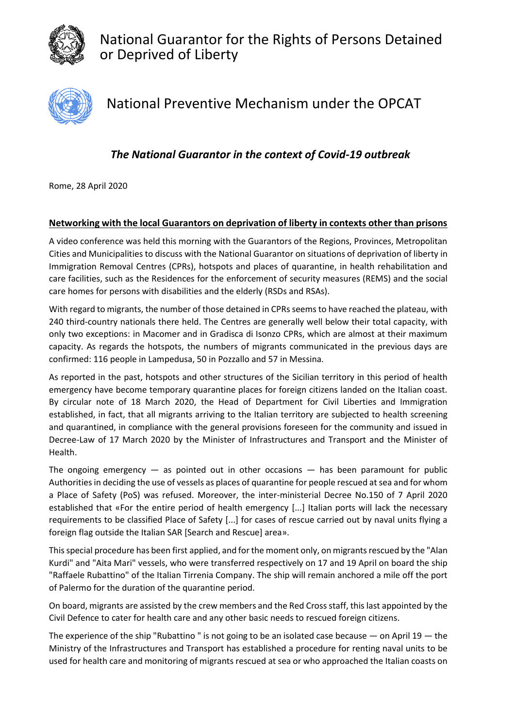# National Guarantor for the Rights of Persons Detained or Deprived of Liberty

# National Preventive Mechanism under the OPCAT

## *The National Guarantor in the context of Covid-19 outbreak*

Rome, 28 April 2020

### <u>Networking with the local Guarantors on deprivation of liberty in contexts other than prisons</u>

A video conference was held this morning with the Guarantors of the Regions, Provinces, Metropolitan Cities and Municipalities to discuss with the National Guarantor on situations of deprivation of liberty in Immigration Removal Centres (CPRs), hotspots and places of quarantine, in health rehabilitation and care facilities, such as the Residences for the enforcement of security measures (REMS) and the social care homes for persons with disabilities and the elderly (RSDs and RSAs).

With regard to migrants, the number of those detained in CPRs seems to have reached the plateau, with 240 third-country nationals there held. The Centres are generally well below their total capacity, with only two exceptions: in Macomer and in Gradisca di Isonzo CPRs, which are almost at their maximum capacity. As regards the hotspots, the numbers of migrants communicated in the previous days are confirmed: 116 people in Lampedusa, 50 in Pozzallo and 57 in Messina.

As reported in the past, hotspots and other structures of the Sicilian territory in this period of health emergency have become temporary quarantine places for foreign citizens landed on the Italian coast. By circular note of 18 March 2020, the Head of Department for Civil Liberties and Immigration established, in fact, that all migrants arriving to the Italian territory are subjected to health screening and quarantined, in compliance with the general provisions foreseen for the community and issued in Decree-Law of 17 March 2020 by the Minister of Infrastructures and Transport and the Minister of Health.

The ongoing emergency — as pointed out in other occasions — has been paramount for public Authorities in deciding the use of vessels as places of quarantine for people rescued at sea and for whom a Place of Safety (PoS) was refused. Moreover, the inter-ministerial Decree No.150 of 7 April 2020 established that «For the entire period of health emergency [...] Italian ports will lack the necessary requirements to be classified Place of Safety [...] for cases of rescue carried out by naval units flying a foreign flag outside the Italian SAR [Search and Rescue] area».

This special procedure has been first applied, and for the moment only, on migrants rescued by the "Alan Kurdi" and "Aita Mari" vessels, who were transferred respectively on 17 and 19 April on board the ship "Raffaele Rubattino" of the Italian Tirrenia Company. The ship will remain anchored a mile off the port of Palermo for the duration of the quarantine period.

On board, migrants are assisted by the crew members and the Red Cross staff, this last appointed by the Civil Defence to cater for health care and any other basic needs to rescued foreign citizens.

The experience of the ship "Rubattino " is not going to be an isolated case because — on April 19 — the Ministry of the Infrastructures and Transport has established a procedure for renting naval units to be used for health care and monitoring of migrants rescued at sea or who approached the Italian coasts on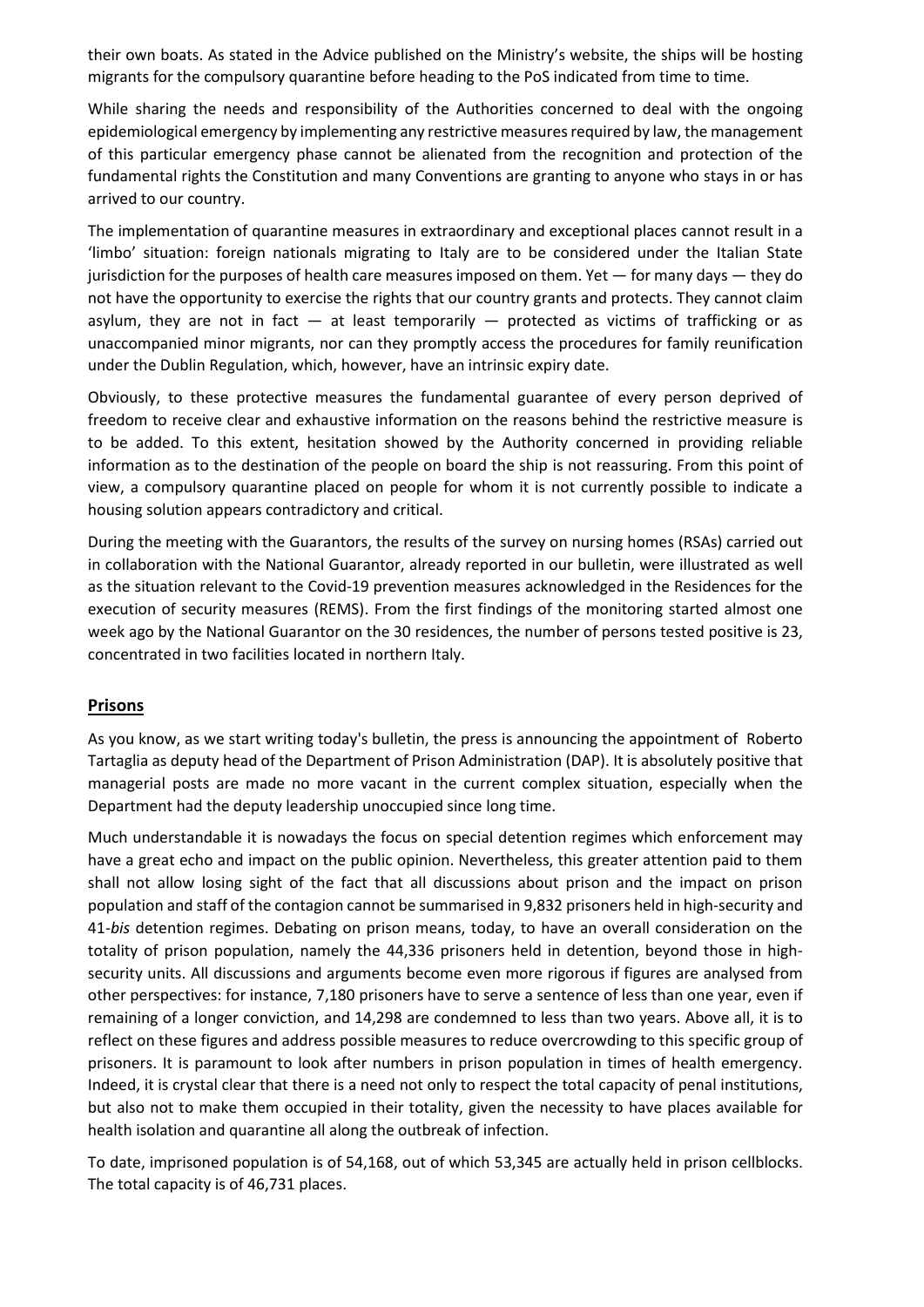their own boats. As stated in the Advice published on the Ministry's website, the ships will be hosting migrants for the compulsory quarantine before heading to the PoS indicated from time to time.

While sharing the needs and responsibility of the Authorities concerned to deal with the ongoing epidemiological emergency by implementing any restrictive measures required by law, the management of this particular emergency phase cannot be alienated from the recognition and protection of the fundamental rights the Constitution and many Conventions are granting to anyone who stays in or has arrived to our country.

The implementation of quarantine measures in extraordinary and exceptional places cannot result in a 'limbo' situation: foreign nationals migrating to Italy are to be considered under the Italian State jurisdiction for the purposes of health care measures imposed on them. Yet — for many days — they do not have the opportunity to exercise the rights that our country grants and protects. They cannot claim asylum, they are not in fact — at least temporarily — protected as victims of trafficking or as unaccompanied minor migrants, nor can they promptly access the procedures for family reunification under the Dublin Regulation, which, however, have an intrinsic expiry date.

Obviously, to these protective measures the fundamental guarantee of every person deprived of freedom to receive clear and exhaustive information on the reasons behind the restrictive measure is to be added. To this extent, hesitation showed by the Authority concerned in providing reliable information as to the destination of the people on board the ship is not reassuring. From this point of view, a compulsory quarantine placed on people for whom it is not currently possible to indicate a housing solution appears contradictory and critical.

During the meeting with the Guarantors, the results of the survey on nursing homes (RSAs) carried out in collaboration with the National Guarantor, already reported in our bulletin, were illustrated as well as the situation relevant to the Covid-19 prevention measures acknowledged in the Residences for the execution of security measures (REMS). From the first findings of the monitoring started almost one week ago by the National Guarantor on the 30 residences, the number of persons tested positive is 23, concentrated in two facilities located in northern Italy.

## Prisons

As you know, as we start writing today's bulletin, the press is announcing the appointment of Roberto Tartaglia as deputy head of the Department of Prison Administration (DAP). It is absolutely positive that managerial posts are made no more vacant in the current complex situation, especially when the Department had the deputy leadership unoccupied since long time.

Much understandable it is nowadays the focus on special detention regimes which enforcement may have a great echo and impact on the public opinion. Nevertheless, this greater attention paid to them shall not allow losing sight of the fact that all discussions about prison and the impact on prison population and staff of the contagion cannot be summarised in 9,832 prisoners held in high-security and 41-*bis* detention regimes. Debating on prison means, today, to have an overall consideration on the totality of prison population, namely the 44,336 prisoners held in detention, beyond those in high-security units. All discussions and arguments become even more rigorous if figures are analysed from other perspectives: for instance, 7,180 prisoners have to serve a sentence of less than one year, even if remaining of a longer conviction, and 14,298 are condemned to less than two years. Above all, it is to reflect on these figures and address possible measures to reduce overcrowding to this specific group of prisoners. It is paramount to look after numbers in prison population in times of health emergency. Indeed, it is crystal clear that there is a need not only to respect the total capacity of penal institutions, but also not to make them occupied in their totality, given the necessity to have places available for health isolation and quarantine all along the outbreak of infection.

To date, imprisoned population is of 54,168, out of which 53,345 are actually held in prison cellblocks. The total capacity is of 46,731 places.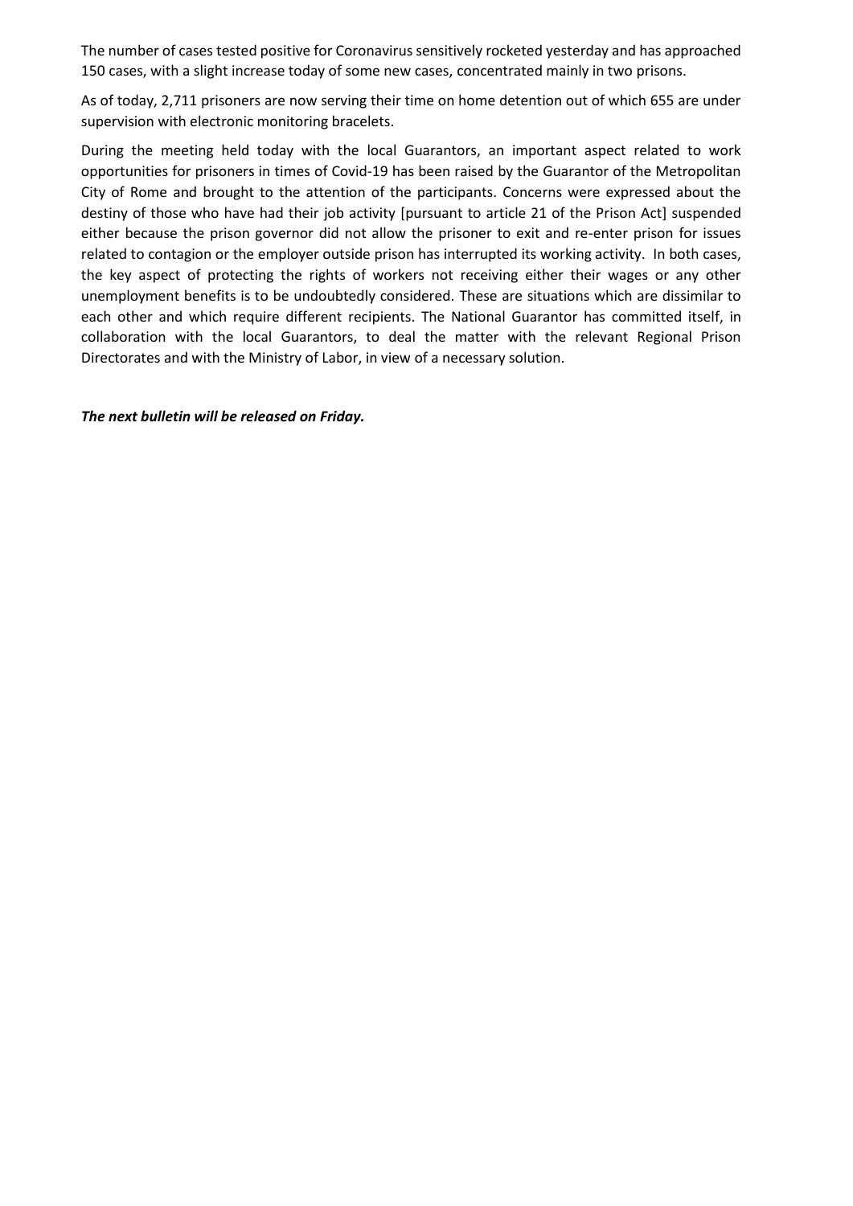The number of cases tested positive for Coronavirus sensitively rocketed yesterday and has approached 150 cases, with a slight increase today of some new cases, concentrated mainly in two prisons.

As of today, 2,711 prisoners are now serving their time on home detention out of which 655 are under supervision with electronic monitoring bracelets.

During the meeting held today with the local Guarantors, an important aspect related to work opportunities for prisoners in times of Covid-19 has been raised by the Guarantor of the Metropolitan City of Rome and brought to the attention of the participants. Concerns were expressed about the destiny of those who have had their job activity [pursuant to article 21 of the Prison Act] suspended either because the prison governor did not allow the prisoner to exit and re-enter prison for issues related to contagion or the employer outside prison has interrupted its working activity. In both cases, the key aspect of protecting the rights of workers not receiving either their wages or any other unemployment benefits is to be undoubtedly considered. These are situations which are dissimilar to each other and which require different recipients. The National Guarantor has committed itself, in collaboration with the local Guarantors, to deal the matter with the relevant Regional Prison Directorates and with the Ministry of Labor, in view of a necessary solution.

***The next bulletin will be released on Friday.***